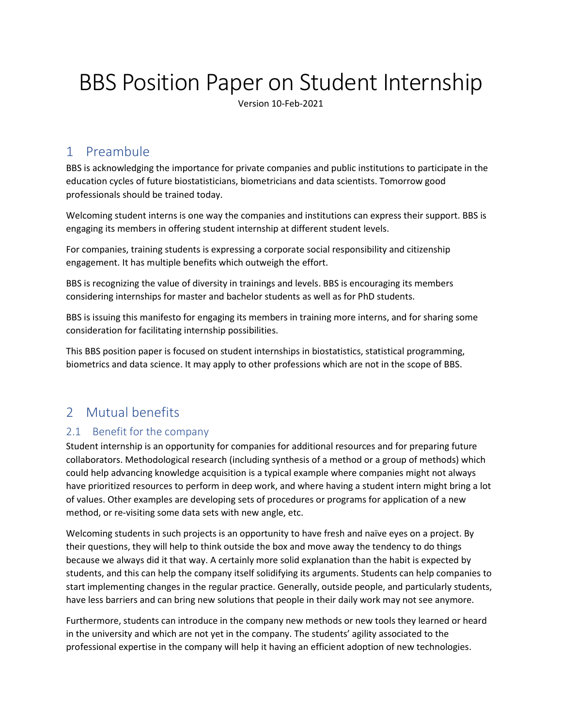# BBS Position Paper on Student Internship

Version 10-Feb-2021

## 1 Preambule

BBS is acknowledging the importance for private companies and public institutions to participate in the education cycles of future biostatisticians, biometricians and data scientists. Tomorrow good professionals should be trained today.

Welcoming student interns is one way the companies and institutions can express their support. BBS is engaging its members in offering student internship at different student levels.

For companies, training students is expressing a corporate social responsibility and citizenship engagement. It has multiple benefits which outweigh the effort.

BBS is recognizing the value of diversity in trainings and levels. BBS is encouraging its members considering internships for master and bachelor students as well as for PhD students.

BBS is issuing this manifesto for engaging its members in training more interns, and for sharing some consideration for facilitating internship possibilities.

This BBS position paper is focused on student internships in biostatistics, statistical programming, biometrics and data science. It may apply to other professions which are not in the scope of BBS.

## 2 Mutual benefits

### 2.1 Benefit for the company

Student internship is an opportunity for companies for additional resources and for preparing future collaborators. Methodological research (including synthesis of a method or a group of methods) which could help advancing knowledge acquisition is a typical example where companies might not always have prioritized resources to perform in deep work, and where having a student intern might bring a lot of values. Other examples are developing sets of procedures or programs for application of a new method, or re-visiting some data sets with new angle, etc.

Welcoming students in such projects is an opportunity to have fresh and naïve eyes on a project. By their questions, they will help to think outside the box and move away the tendency to do things because we always did it that way. A certainly more solid explanation than the habit is expected by students, and this can help the company itself solidifying its arguments. Students can help companies to start implementing changes in the regular practice. Generally, outside people, and particularly students, have less barriers and can bring new solutions that people in their daily work may not see anymore.

Furthermore, students can introduce in the company new methods or new tools they learned or heard in the university and which are not yet in the company. The students' agility associated to the professional expertise in the company will help it having an efficient adoption of new technologies.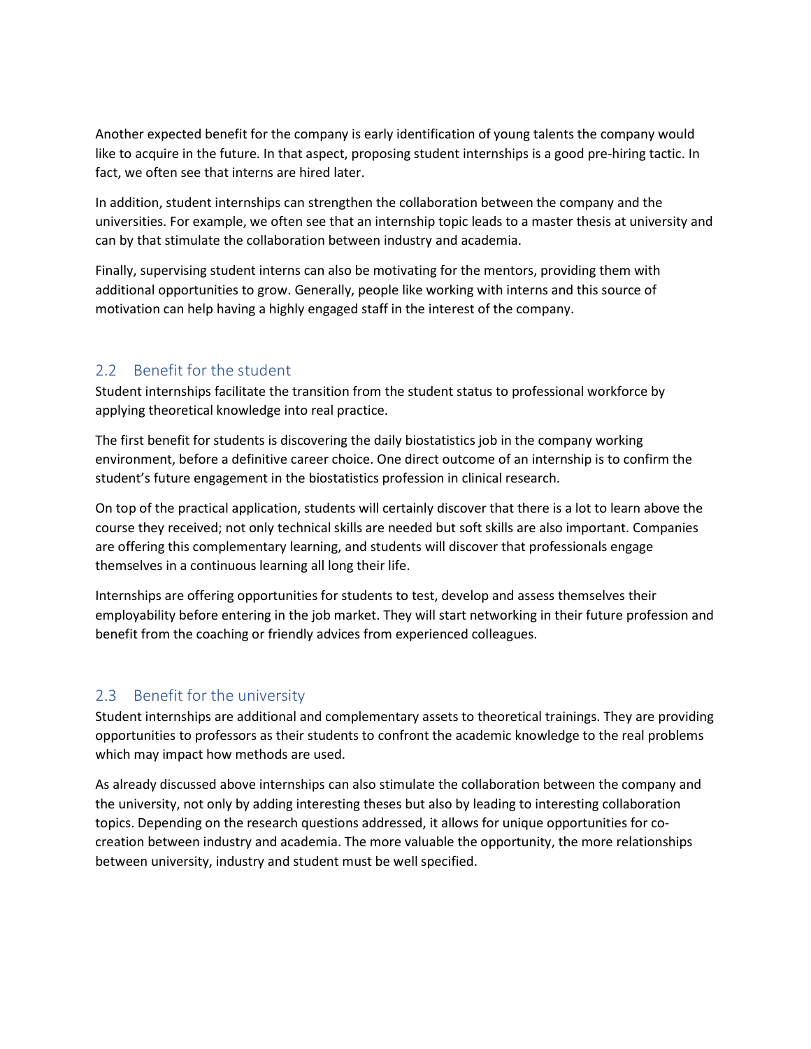Another expected benefit for the company is early identification of young talents the company would like to acquire in the future. In that aspect, proposing student internships is a good pre-hiring tactic. In fact, we often see that interns are hired later.

In addition, student internships can strengthen the collaboration between the company and the universities. For example, we often see that an internship topic leads to a master thesis at university and can by that stimulate the collaboration between industry and academia.

Finally, supervising student interns can also be motivating for the mentors, providing them with additional opportunities to grow. Generally, people like working with interns and this source of motivation can help having a highly engaged staff in the interest of the company.

## 2.2 Benefit for the student

Student internships facilitate the transition from the student status to professional workforce by applying theoretical knowledge into real practice.

The first benefit for students is discovering the daily biostatistics job in the company working environment, before a definitive career choice. One direct outcome of an internship is to confirm the student's future engagement in the biostatistics profession in clinical research.

On top of the practical application, students will certainly discover that there is a lot to learn above the course they received; not only technical skills are needed but soft skills are also important. Companies are offering this complementary learning, and students will discover that professionals engage themselves in a continuous learning all long their life.

Internships are offering opportunities for students to test, develop and assess themselves their employability before entering in the job market. They will start networking in their future profession and benefit from the coaching or friendly advices from experienced colleagues.

## 2.3 Benefit for the university

Student internships are additional and complementary assets to theoretical trainings. They are providing opportunities to professors as their students to confront the academic knowledge to the real problems which may impact how methods are used.

As already discussed above internships can also stimulate the collaboration between the company and the university, not only by adding interesting theses but also by leading to interesting collaboration topics. Depending on the research questions addressed, it allows for unique opportunities for co-creation between industry and academia. The more valuable the opportunity, the more relationships between university, industry and student must be well specified.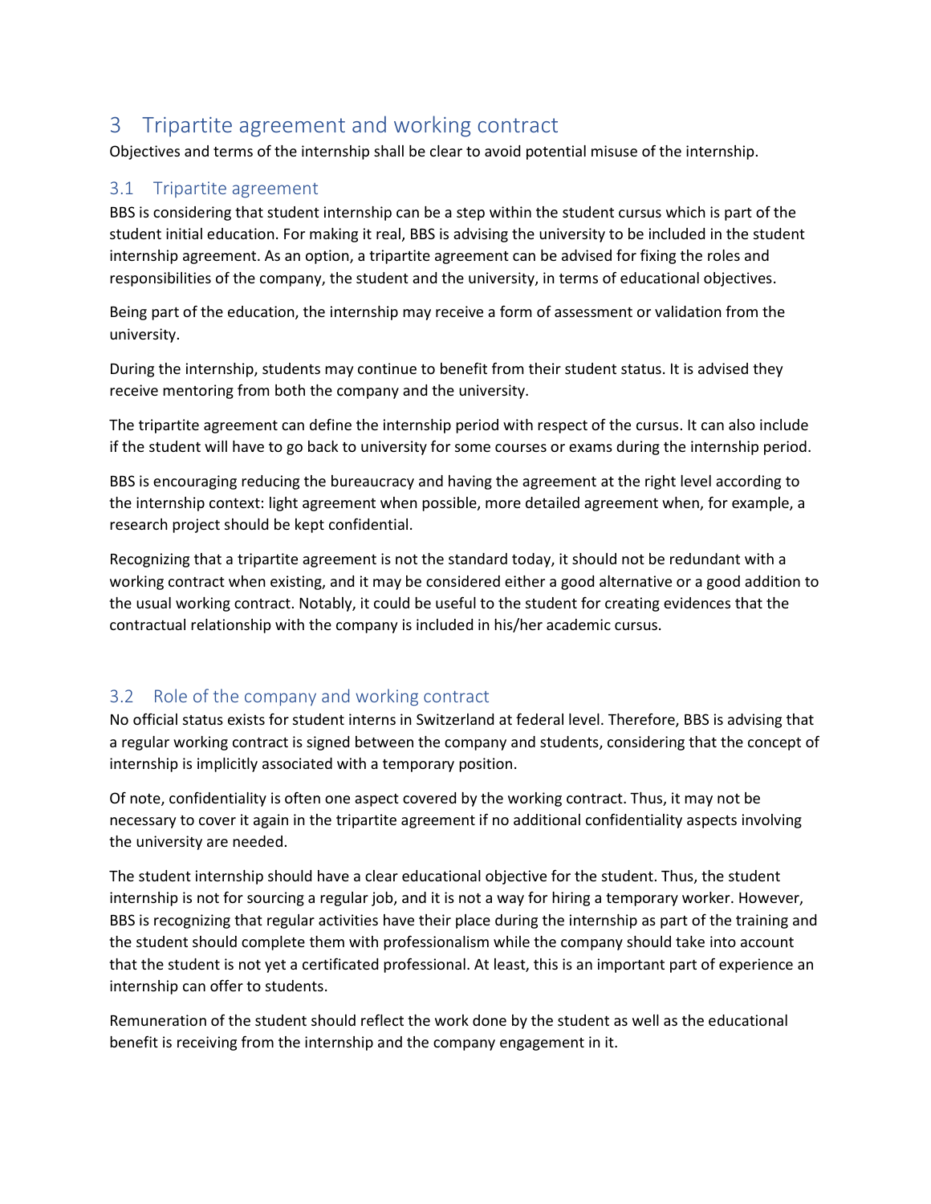# 3 Tripartite agreement and working contract

Objectives and terms of the internship shall be clear to avoid potential misuse of the internship.

## 3.1 Tripartite agreement

BBS is considering that student internship can be a step within the student cursus which is part of the student initial education. For making it real, BBS is advising the university to be included in the student internship agreement. As an option, a tripartite agreement can be advised for fixing the roles and responsibilities of the company, the student and the university, in terms of educational objectives.

Being part of the education, the internship may receive a form of assessment or validation from the university.

During the internship, students may continue to benefit from their student status. It is advised they receive mentoring from both the company and the university.

The tripartite agreement can define the internship period with respect of the cursus. It can also include if the student will have to go back to university for some courses or exams during the internship period.

BBS is encouraging reducing the bureaucracy and having the agreement at the right level according to the internship context: light agreement when possible, more detailed agreement when, for example, a research project should be kept confidential.

Recognizing that a tripartite agreement is not the standard today, it should not be redundant with a working contract when existing, and it may be considered either a good alternative or a good addition to the usual working contract. Notably, it could be useful to the student for creating evidences that the contractual relationship with the company is included in his/her academic cursus.

## 3.2 Role of the company and working contract

No official status exists for student interns in Switzerland at federal level. Therefore, BBS is advising that a regular working contract is signed between the company and students, considering that the concept of internship is implicitly associated with a temporary position.

Of note, confidentiality is often one aspect covered by the working contract. Thus, it may not be necessary to cover it again in the tripartite agreement if no additional confidentiality aspects involving the university are needed.

The student internship should have a clear educational objective for the student. Thus, the student internship is not for sourcing a regular job, and it is not a way for hiring a temporary worker. However, BBS is recognizing that regular activities have their place during the internship as part of the training and the student should complete them with professionalism while the company should take into account that the student is not yet a certificated professional. At least, this is an important part of experience an internship can offer to students.

Remuneration of the student should reflect the work done by the student as well as the educational benefit is receiving from the internship and the company engagement in it.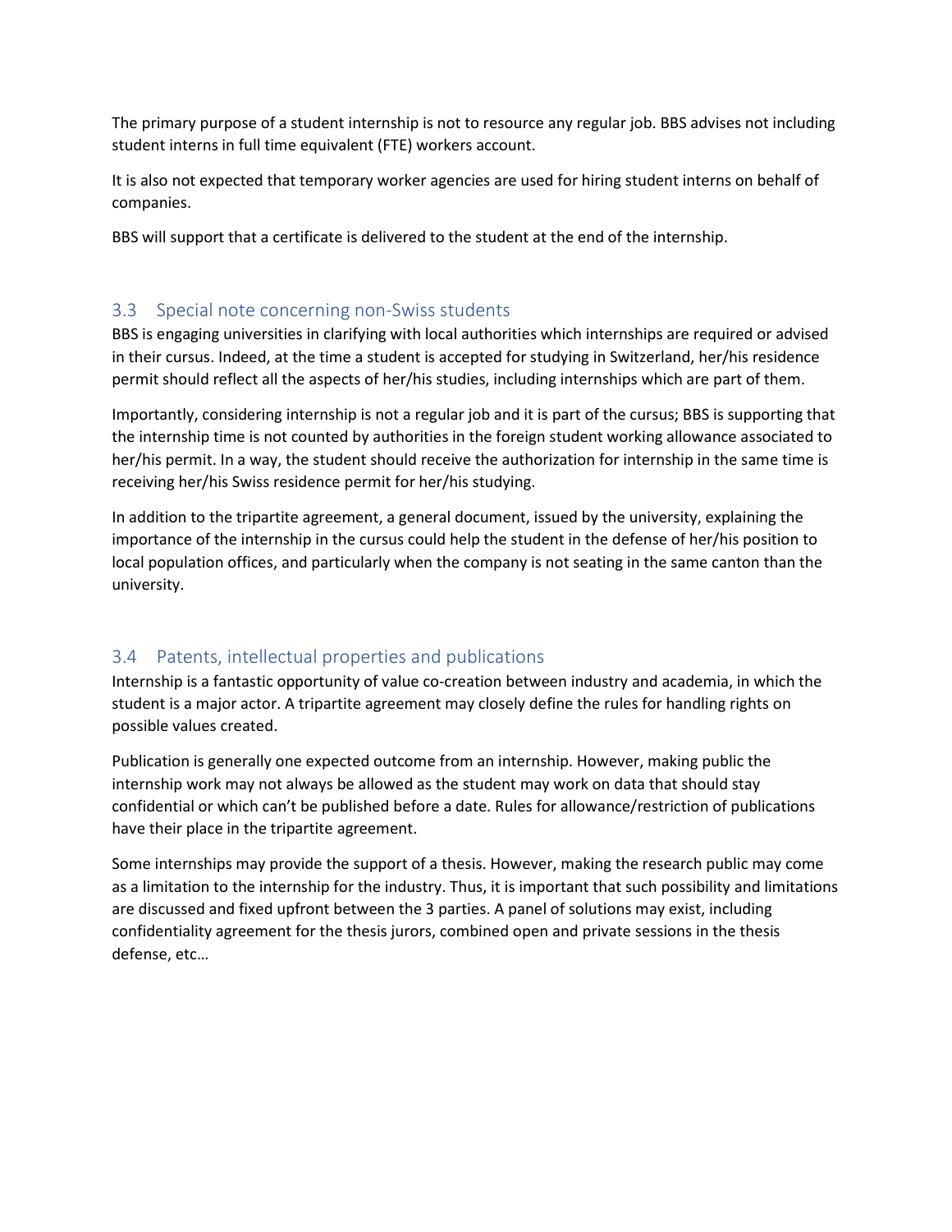The primary purpose of a student internship is not to resource any regular job. BBS advises not including student interns in full time equivalent (FTE) workers account.

It is also not expected that temporary worker agencies are used for hiring student interns on behalf of companies.

BBS will support that a certificate is delivered to the student at the end of the internship.

## 3.3 Special note concerning non-Swiss students

BBS is engaging universities in clarifying with local authorities which internships are required or advised in their cursus. Indeed, at the time a student is accepted for studying in Switzerland, her/his residence permit should reflect all the aspects of her/his studies, including internships which are part of them.

Importantly, considering internship is not a regular job and it is part of the cursus; BBS is supporting that the internship time is not counted by authorities in the foreign student working allowance associated to her/his permit. In a way, the student should receive the authorization for internship in the same time is receiving her/his Swiss residence permit for her/his studying.

In addition to the tripartite agreement, a general document, issued by the university, explaining the importance of the internship in the cursus could help the student in the defense of her/his position to local population offices, and particularly when the company is not seating in the same canton than the university.

## 3.4 Patents, intellectual properties and publications

Internship is a fantastic opportunity of value co-creation between industry and academia, in which the student is a major actor. A tripartite agreement may closely define the rules for handling rights on possible values created.

Publication is generally one expected outcome from an internship. However, making public the internship work may not always be allowed as the student may work on data that should stay confidential or which can't be published before a date. Rules for allowance/restriction of publications have their place in the tripartite agreement.

Some internships may provide the support of a thesis. However, making the research public may come as a limitation to the internship for the industry. Thus, it is important that such possibility and limitations are discussed and fixed upfront between the 3 parties. A panel of solutions may exist, including confidentiality agreement for the thesis jurors, combined open and private sessions in the thesis defense, etc…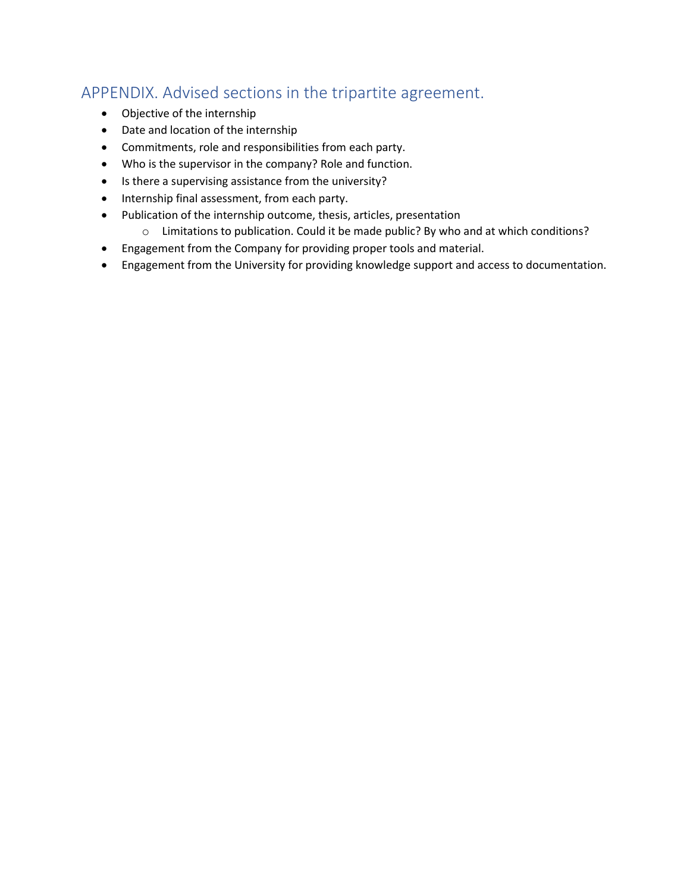## APPENDIX. Advised sections in the tripartite agreement.

- Objective of the internship
- Date and location of the internship
- Commitments, role and responsibilities from each party.
- Who is the supervisor in the company? Role and function.
- Is there a supervising assistance from the university?
- Internship final assessment, from each party.
- Publication of the internship outcome, thesis, articles, presentation
  - Limitations to publication. Could it be made public? By who and at which conditions?
- Engagement from the Company for providing proper tools and material.
- Engagement from the University for providing knowledge support and access to documentation.